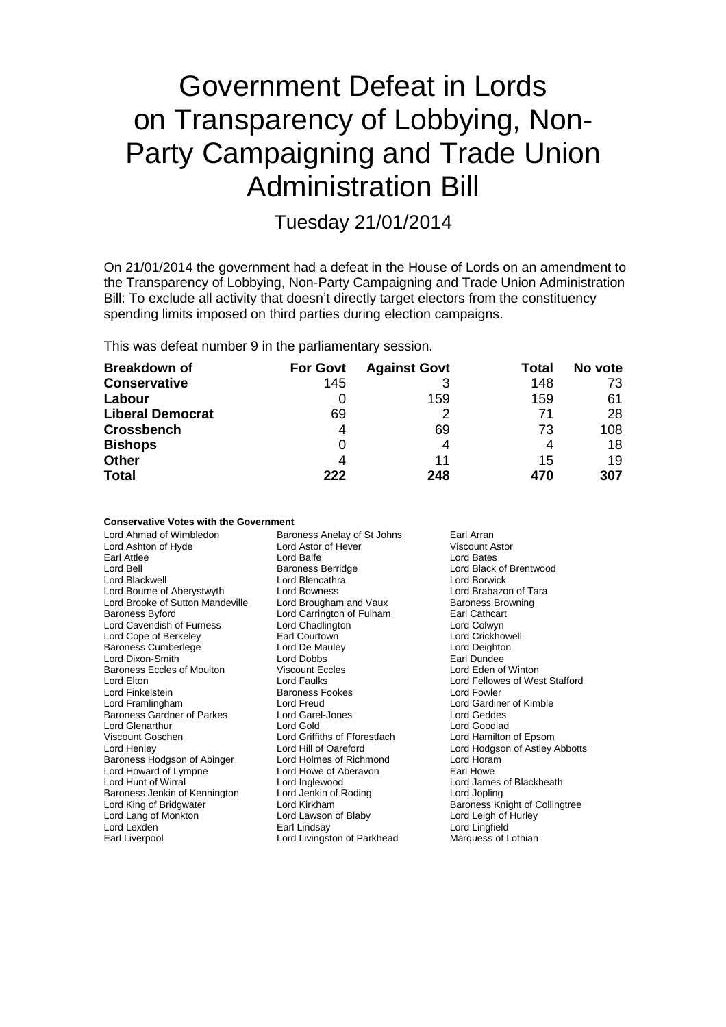# Government Defeat in Lords on Transparency of Lobbying, Non-Party Campaigning and Trade Union Administration Bill

## Tuesday 21/01/2014

On 21/01/2014 the government had a defeat in the House of Lords on an amendment to the Transparency of Lobbying, Non-Party Campaigning and Trade Union Administration Bill: To exclude all activity that doesn't directly target electors from the constituency spending limits imposed on third parties during election campaigns.

This was defeat number 9 in the parliamentary session.

| Breakdown of | For Govt | Against Govt | Total | No vote |
|---|---|---|---|---|
| **Conservative** | 145 | 3 | 148 | 73 |
| **Labour** | 0 | 159 | 159 | 61 |
| **Liberal Democrat** | 69 | 2 | 71 | 28 |
| **Crossbench** | 4 | 69 | 73 | 108 |
| **Bishops** | 0 | 4 | 4 | 18 |
| **Other** | 4 | 11 | 15 | 19 |
| **Total** | **222** | **248** | **470** | **307** |

**Conservative Votes with the Government**

| | | |
|---|---|---|
| Lord Ahmad of Wimbledon | Baroness Anelay of St Johns | Earl Arran |
| Lord Ashton of Hyde | Lord Astor of Hever | Viscount Astor |
| Earl Attlee | Lord Balfe | Lord Bates |
| Lord Bell | Baroness Berridge | Lord Black of Brentwood |
| Lord Blackwell | Lord Blencathra | Lord Borwick |
| Lord Bourne of Aberystwyth | Lord Bowness | Lord Brabazon of Tara |
| Lord Brooke of Sutton Mandeville | Lord Brougham and Vaux | Baroness Browning |
| Baroness Byford | Lord Carrington of Fulham | Earl Cathcart |
| Lord Cavendish of Furness | Lord Chadlington | Lord Colwyn |
| Lord Cope of Berkeley | Earl Courtown | Lord Crickhowell |
| Baroness Cumberlege | Lord De Mauley | Lord Deighton |
| Lord Dixon-Smith | Lord Dobbs | Earl Dundee |
| Baroness Eccles of Moulton | Viscount Eccles | Lord Eden of Winton |
| Lord Elton | Lord Faulks | Lord Fellowes of West Stafford |
| Lord Finkelstein | Baroness Fookes | Lord Fowler |
| Lord Framlingham | Lord Freud | Lord Gardiner of Kimble |
| Baroness Gardner of Parkes | Lord Garel-Jones | Lord Geddes |
| Lord Glenarthur | Lord Gold | Lord Goodlad |
| Viscount Goschen | Lord Griffiths of Fforestfach | Lord Hamilton of Epsom |
| Lord Henley | Lord Hill of Oareford | Lord Hodgson of Astley Abbotts |
| Baroness Hodgson of Abinger | Lord Holmes of Richmond | Lord Horam |
| Lord Howard of Lympne | Lord Howe of Aberavon | Earl Howe |
| Lord Hunt of Wirral | Lord Inglewood | Lord James of Blackheath |
| Baroness Jenkin of Kennington | Lord Jenkin of Roding | Lord Jopling |
| Lord King of Bridgwater | Lord Kirkham | Baroness Knight of Collingtree |
| Lord Lang of Monkton | Lord Lawson of Blaby | Lord Leigh of Hurley |
| Lord Lexden | Earl Lindsay | Lord Lingfield |
| Earl Liverpool | Lord Livingston of Parkhead | Marquess of Lothian |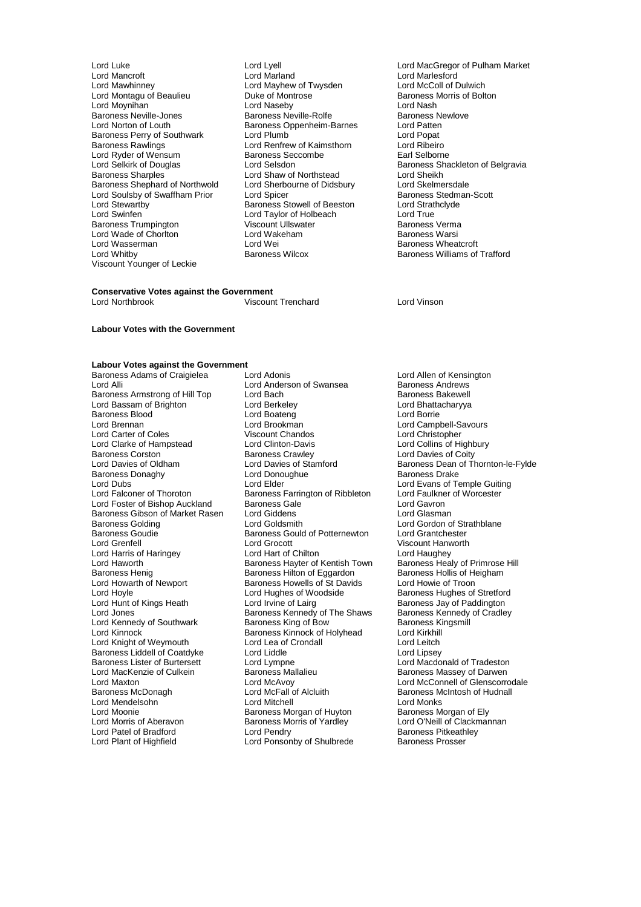Lord Luke
Lord Lyell
Lord MacGregor of Pulham Market
Lord Mancroft
Lord Marland
Lord Marlesford
Lord Mawhinney
Lord Mayhew of Twysden
Lord McColl of Dulwich
Lord Montagu of Beaulieu
Duke of Montrose
Baroness Morris of Bolton
Lord Moynihan
Lord Naseby
Lord Nash
Baroness Neville-Jones
Baroness Neville-Rolfe
Baroness Newlove
Lord Norton of Louth
Baroness Oppenheim-Barnes
Lord Patten
Baroness Perry of Southwark
Lord Plumb
Lord Popat
Baroness Rawlings
Lord Renfrew of Kaimsthorn
Lord Ribeiro
Lord Ryder of Wensum
Baroness Seccombe
Earl Selborne
Lord Selkirk of Douglas
Lord Selsdon
Baroness Shackleton of Belgravia
Baroness Sharples
Lord Shaw of Northstead
Lord Sheikh
Baroness Shephard of Northwold
Lord Sherbourne of Didsbury
Lord Skelmersdale
Lord Soulsby of Swaffham Prior
Lord Spicer
Baroness Stedman-Scott
Lord Stewartby
Baroness Stowell of Beeston
Lord Strathclyde
Lord Swinfen
Lord Taylor of Holbeach
Lord True
Baroness Trumpington
Viscount Ullswater
Baroness Verma
Lord Wade of Chorlton
Lord Wakeham
Baroness Warsi
Lord Wasserman
Lord Wei
Baroness Wheatcroft
Lord Whitby
Baroness Wilcox
Baroness Williams of Trafford
Viscount Younger of Leckie

**Conservative Votes against the Government**

Lord Northbrook
Viscount Trenchard
Lord Vinson

**Labour Votes with the Government**

**Labour Votes against the Government**

Baroness Adams of Craigielea
Lord Adonis
Lord Allen of Kensington
Lord Alli
Lord Anderson of Swansea
Baroness Andrews
Baroness Armstrong of Hill Top
Lord Bach
Baroness Bakewell
Lord Bassam of Brighton
Lord Berkeley
Lord Bhattacharyya
Baroness Blood
Lord Boateng
Lord Borrie
Lord Brennan
Lord Brookman
Lord Campbell-Savours
Lord Carter of Coles
Viscount Chandos
Lord Christopher
Lord Clarke of Hampstead
Lord Clinton-Davis
Lord Collins of Highbury
Baroness Corston
Baroness Crawley
Lord Davies of Coity
Lord Davies of Oldham
Lord Davies of Stamford
Baroness Dean of Thornton-le-Fylde
Baroness Donaghy
Lord Donoughue
Baroness Drake
Lord Dubs
Lord Elder
Lord Evans of Temple Guiting
Lord Falconer of Thoroton
Baroness Farrington of Ribbleton
Lord Faulkner of Worcester
Lord Foster of Bishop Auckland
Baroness Gale
Lord Gavron
Baroness Gibson of Market Rasen
Lord Giddens
Lord Glasman
Baroness Golding
Lord Goldsmith
Lord Gordon of Strathblane
Baroness Goudie
Baroness Gould of Potternewton
Lord Grantchester
Lord Grenfell
Lord Grocott
Viscount Hanworth
Lord Harris of Haringey
Lord Hart of Chilton
Lord Haughey
Lord Haworth
Baroness Hayter of Kentish Town
Baroness Healy of Primrose Hill
Baroness Henig
Baroness Hilton of Eggardon
Baroness Hollis of Heigham
Lord Howarth of Newport
Baroness Howells of St Davids
Lord Howie of Troon
Lord Hoyle
Lord Hughes of Woodside
Baroness Hughes of Stretford
Lord Hunt of Kings Heath
Lord Irvine of Lairg
Baroness Jay of Paddington
Lord Jones
Baroness Kennedy of The Shaws
Baroness Kennedy of Cradley
Lord Kennedy of Southwark
Baroness King of Bow
Baroness Kingsmill
Lord Kinnock
Baroness Kinnock of Holyhead
Lord Kirkhill
Lord Knight of Weymouth
Lord Lea of Crondall
Lord Leitch
Baroness Liddell of Coatdyke
Lord Liddle
Lord Lipsey
Baroness Lister of Burtersett
Lord Lympne
Lord Macdonald of Tradeston
Lord MacKenzie of Culkein
Baroness Mallalieu
Baroness Massey of Darwen
Lord Maxton
Lord McAvoy
Lord McConnell of Glenscorrodale
Baroness McDonagh
Lord McFall of Alcluith
Baroness McIntosh of Hudnall
Lord Mendelsohn
Lord Mitchell
Lord Monks
Lord Moonie
Baroness Morgan of Huyton
Baroness Morgan of Ely
Lord Morris of Aberavon
Baroness Morris of Yardley
Lord O'Neill of Clackmannan
Lord Patel of Bradford
Lord Pendry
Baroness Pitkeathley
Lord Plant of Highfield
Lord Ponsonby of Shulbrede
Baroness Prosser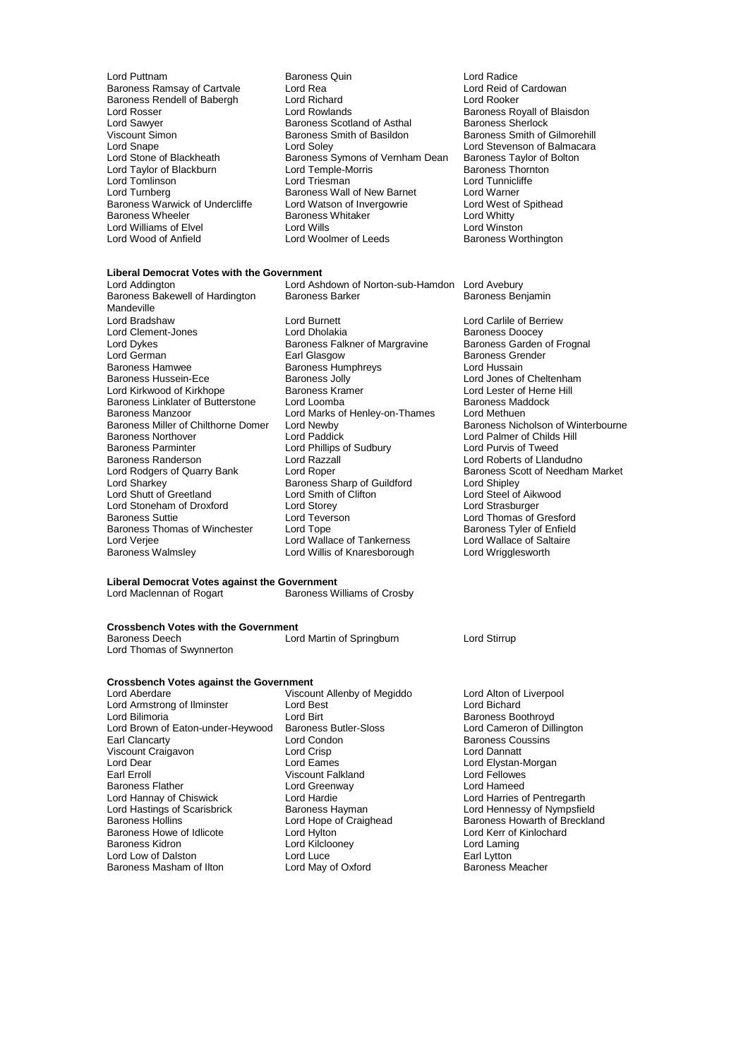Lord Puttnam
Baroness Quin
Lord Radice
Baroness Ramsay of Cartvale
Lord Rea
Lord Reid of Cardowan
Baroness Rendell of Babergh
Lord Richard
Lord Rooker
Lord Rosser
Lord Rowlands
Baroness Royall of Blaisdon
Lord Sawyer
Baroness Scotland of Asthal
Baroness Sherlock
Viscount Simon
Baroness Smith of Basildon
Baroness Smith of Gilmorehill
Lord Snape
Lord Soley
Lord Stevenson of Balmacara
Lord Stone of Blackheath
Baroness Symons of Vernham Dean
Baroness Taylor of Bolton
Lord Taylor of Blackburn
Lord Temple-Morris
Baroness Thornton
Lord Tomlinson
Lord Triesman
Lord Tunnicliffe
Lord Turnberg
Baroness Wall of New Barnet
Lord Warner
Baroness Warwick of Undercliffe
Lord Watson of Invergowrie
Lord West of Spithead
Baroness Wheeler
Baroness Whitaker
Lord Whitty
Lord Williams of Elvel
Lord Wills
Lord Winston
Lord Wood of Anfield
Lord Woolmer of Leeds
Baroness Worthington

## Liberal Democrat Votes with the Government

Lord Addington
Lord Ashdown of Norton-sub-Hamdon
Lord Avebury
Baroness Bakewell of Hardington Mandeville
Baroness Barker
Baroness Benjamin
Lord Bradshaw
Lord Burnett
Lord Carlile of Berriew
Lord Clement-Jones
Lord Dholakia
Baroness Doocey
Lord Dykes
Baroness Falkner of Margravine
Baroness Garden of Frognal
Lord German
Earl Glasgow
Baroness Grender
Baroness Hamwee
Baroness Humphreys
Lord Hussain
Baroness Hussein-Ece
Baroness Jolly
Lord Jones of Cheltenham
Lord Kirkwood of Kirkhope
Baroness Kramer
Lord Lester of Herne Hill
Baroness Linklater of Butterstone
Lord Loomba
Baroness Maddock
Baroness Manzoor
Lord Marks of Henley-on-Thames
Lord Methuen
Baroness Miller of Chilthorne Domer
Lord Newby
Baroness Nicholson of Winterbourne
Baroness Northover
Lord Paddick
Lord Palmer of Childs Hill
Baroness Parminter
Lord Phillips of Sudbury
Lord Purvis of Tweed
Baroness Randerson
Lord Razzall
Lord Roberts of Llandudno
Lord Rodgers of Quarry Bank
Lord Roper
Baroness Scott of Needham Market
Lord Sharkey
Baroness Sharp of Guildford
Lord Shipley
Lord Shutt of Greetland
Lord Smith of Clifton
Lord Steel of Aikwood
Lord Stoneham of Droxford
Lord Storey
Lord Strasburger
Baroness Suttie
Lord Teverson
Lord Thomas of Gresford
Baroness Thomas of Winchester
Lord Tope
Baroness Tyler of Enfield
Lord Verjee
Lord Wallace of Tankerness
Lord Wallace of Saltaire
Baroness Walmsley
Lord Willis of Knaresborough
Lord Wrigglesworth

## Liberal Democrat Votes against the Government

Lord Maclennan of Rogart
Baroness Williams of Crosby

## Crossbench Votes with the Government

Baroness Deech
Lord Martin of Springburn
Lord Stirrup
Lord Thomas of Swynnerton

## Crossbench Votes against the Government

Lord Aberdare
Viscount Allenby of Megiddo
Lord Alton of Liverpool
Lord Armstrong of Ilminster
Lord Best
Lord Bichard
Lord Bilimoria
Lord Birt
Baroness Boothroyd
Lord Brown of Eaton-under-Heywood
Baroness Butler-Sloss
Lord Cameron of Dillington
Earl Clancarty
Lord Condon
Baroness Coussins
Viscount Craigavon
Lord Crisp
Lord Dannatt
Lord Dear
Lord Eames
Lord Elystan-Morgan
Earl Erroll
Viscount Falkland
Lord Fellowes
Baroness Flather
Lord Greenway
Lord Hameed
Lord Hannay of Chiswick
Lord Hardie
Lord Harries of Pentregarth
Lord Hastings of Scarisbrick
Baroness Hayman
Lord Hennessy of Nympsfield
Baroness Hollins
Lord Hope of Craighead
Baroness Howarth of Breckland
Baroness Howe of Idlicote
Lord Hylton
Lord Kerr of Kinlochard
Baroness Kidron
Lord Kilclooney
Lord Laming
Lord Low of Dalston
Lord Luce
Earl Lytton
Baroness Masham of Ilton
Lord May of Oxford
Baroness Meacher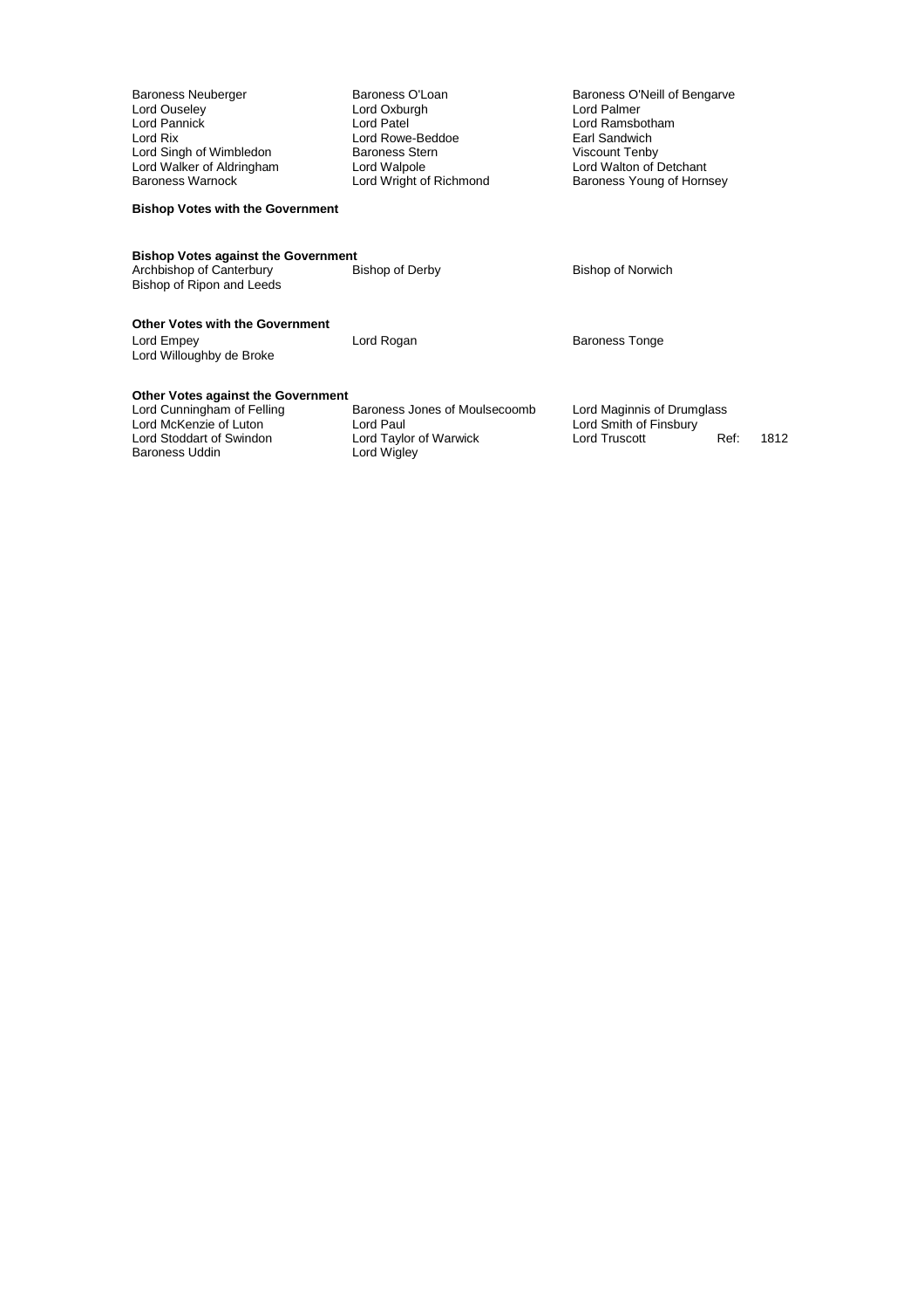Baroness Neuberger
Lord Ouseley
Lord Pannick
Lord Rix
Lord Singh of Wimbledon
Lord Walker of Aldringham
Baroness Warnock
Baroness O'Loan
Lord Oxburgh
Lord Patel
Lord Rowe-Beddoe
Baroness Stern
Lord Walpole
Lord Wright of Richmond
Baroness O'Neill of Bengarve
Lord Palmer
Lord Ramsbotham
Earl Sandwich
Viscount Tenby
Lord Walton of Detchant
Baroness Young of Hornsey

**Bishop Votes with the Government**

**Bishop Votes against the Government**

Archbishop of Canterbury
Bishop of Derby
Bishop of Norwich
Bishop of Ripon and Leeds

**Other Votes with the Government**

Lord Empey
Lord Rogan
Baroness Tonge
Lord Willoughby de Broke

**Other Votes against the Government**

Lord Cunningham of Felling
Baroness Jones of Moulsecoomb
Lord Maginnis of Drumglass
Lord McKenzie of Luton
Lord Paul
Lord Smith of Finsbury
Lord Stoddart of Swindon
Lord Taylor of Warwick
Lord Truscott
Baroness Uddin
Lord Wigley

Ref: 1812